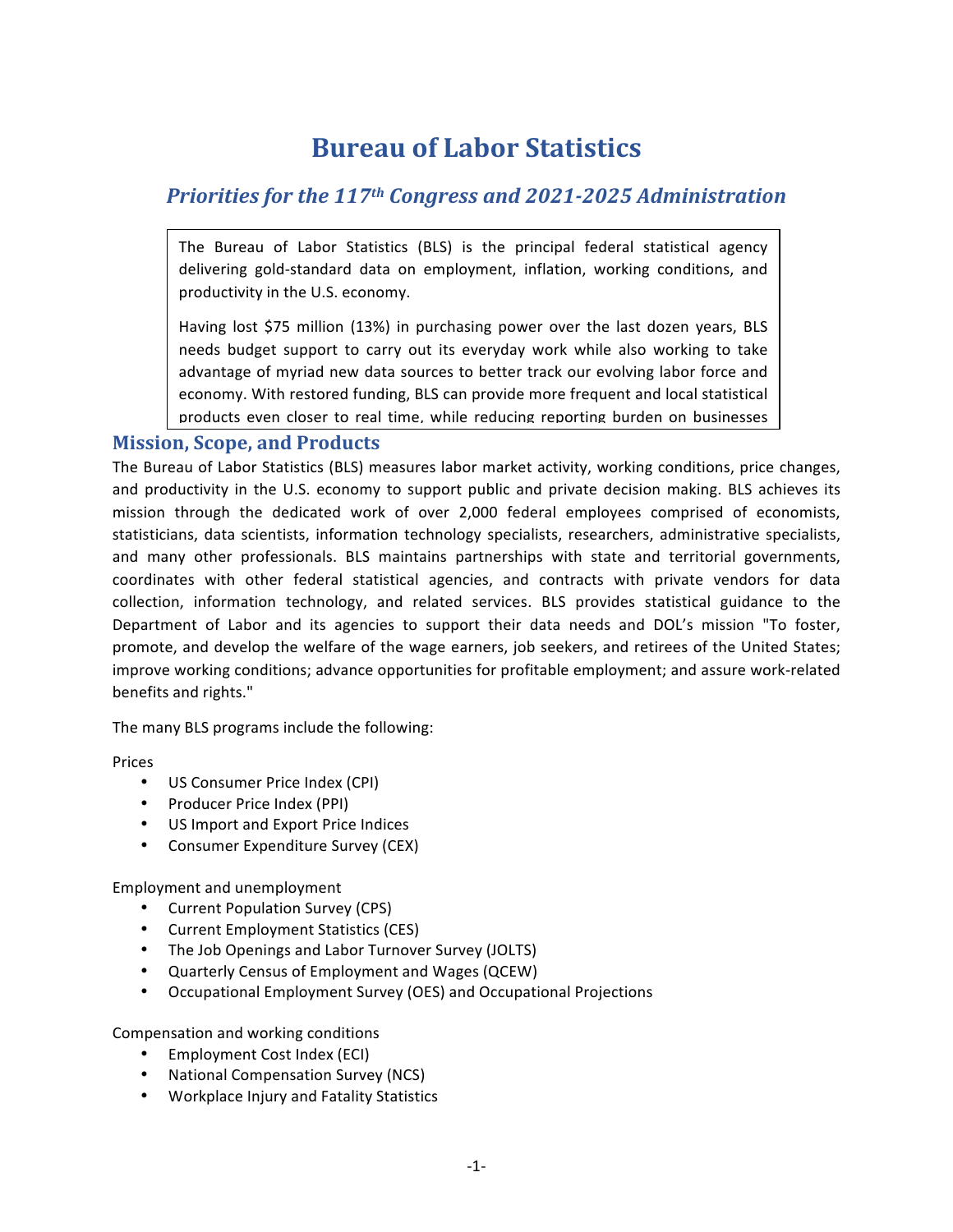# Bureau of Labor Statistics

## *Priorities for the 117th Congress and 2021-2025 Administration*

> The Bureau of Labor Statistics (BLS) is the principal federal statistical agency delivering gold-standard data on employment, inflation, working conditions, and productivity in the U.S. economy.
>
> Having lost $75 million (13%) in purchasing power over the last dozen years, BLS needs budget support to carry out its everyday work while also working to take advantage of myriad new data sources to better track our evolving labor force and economy. With restored funding, BLS can provide more frequent and local statistical products even closer to real time, while reducing reporting burden on businesses

## Mission, Scope, and Products

The Bureau of Labor Statistics (BLS) measures labor market activity, working conditions, price changes, and productivity in the U.S. economy to support public and private decision making. BLS achieves its mission through the dedicated work of over 2,000 federal employees comprised of economists, statisticians, data scientists, information technology specialists, researchers, administrative specialists, and many other professionals. BLS maintains partnerships with state and territorial governments, coordinates with other federal statistical agencies, and contracts with private vendors for data collection, information technology, and related services. BLS provides statistical guidance to the Department of Labor and its agencies to support their data needs and DOL's mission "To foster, promote, and develop the welfare of the wage earners, job seekers, and retirees of the United States; improve working conditions; advance opportunities for profitable employment; and assure work-related benefits and rights."

The many BLS programs include the following:

Prices

- US Consumer Price Index (CPI)
- Producer Price Index (PPI)
- US Import and Export Price Indices
- Consumer Expenditure Survey (CEX)

Employment and unemployment

- Current Population Survey (CPS)
- Current Employment Statistics (CES)
- The Job Openings and Labor Turnover Survey (JOLTS)
- Quarterly Census of Employment and Wages (QCEW)
- Occupational Employment Survey (OES) and Occupational Projections

Compensation and working conditions

- Employment Cost Index (ECI)
- National Compensation Survey (NCS)
- Workplace Injury and Fatality Statistics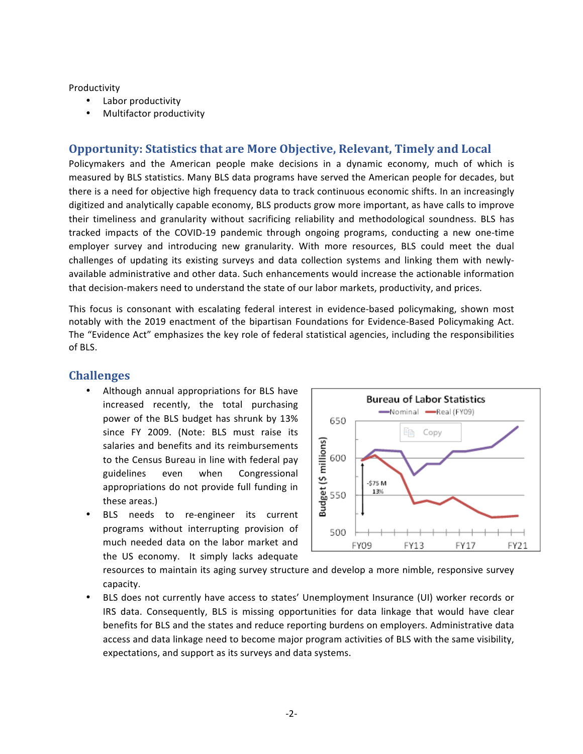Productivity

- Labor productivity
- Multifactor productivity

## Opportunity: Statistics that are More Objective, Relevant, Timely and Local

Policymakers and the American people make decisions in a dynamic economy, much of which is measured by BLS statistics. Many BLS data programs have served the American people for decades, but there is a need for objective high frequency data to track continuous economic shifts. In an increasingly digitized and analytically capable economy, BLS products grow more important, as have calls to improve their timeliness and granularity without sacrificing reliability and methodological soundness. BLS has tracked impacts of the COVID-19 pandemic through ongoing programs, conducting a new one-time employer survey and introducing new granularity. With more resources, BLS could meet the dual challenges of updating its existing surveys and data collection systems and linking them with newly-available administrative and other data. Such enhancements would increase the actionable information that decision-makers need to understand the state of our labor markets, productivity, and prices.

This focus is consonant with escalating federal interest in evidence-based policymaking, shown most notably with the 2019 enactment of the bipartisan Foundations for Evidence-Based Policymaking Act. The "Evidence Act" emphasizes the key role of federal statistical agencies, including the responsibilities of BLS.

## Challenges

- Although annual appropriations for BLS have increased recently, the total purchasing power of the BLS budget has shrunk by 13% since FY 2009. (Note: BLS must raise its salaries and benefits and its reimbursements to the Census Bureau in line with federal pay guidelines even when Congressional appropriations do not provide full funding in these areas.)
- BLS needs to re-engineer its current programs without interrupting provision of much needed data on the labor market and the US economy. It simply lacks adequate resources to maintain its aging survey structure and develop a more nimble, responsive survey capacity.
- BLS does not currently have access to states' Unemployment Insurance (UI) worker records or IRS data. Consequently, BLS is missing opportunities for data linkage that would have clear benefits for BLS and the states and reduce reporting burdens on employers. Administrative data access and data linkage need to become major program activities of BLS with the same visibility, expectations, and support as its surveys and data systems.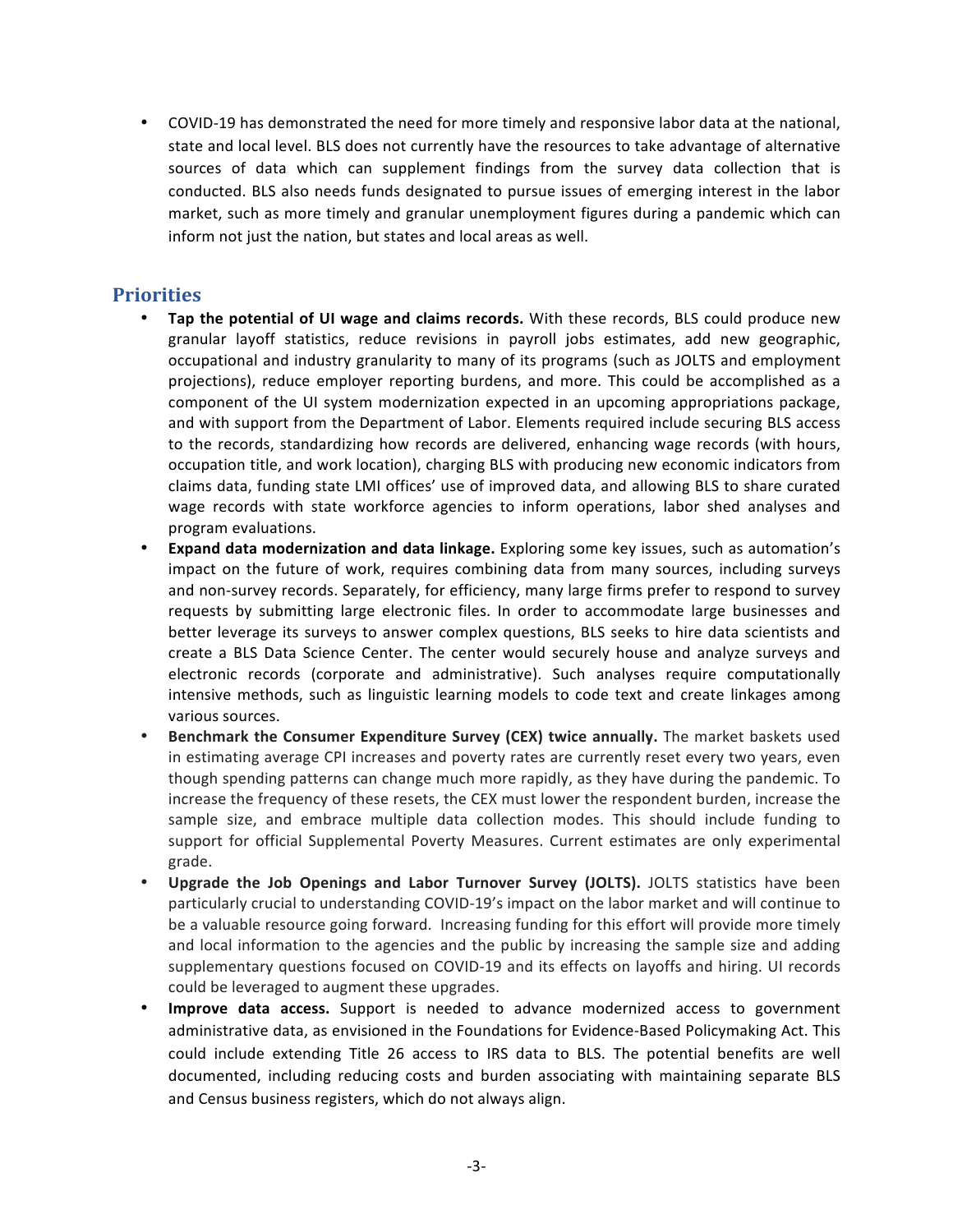- COVID-19 has demonstrated the need for more timely and responsive labor data at the national, state and local level. BLS does not currently have the resources to take advantage of alternative sources of data which can supplement findings from the survey data collection that is conducted. BLS also needs funds designated to pursue issues of emerging interest in the labor market, such as more timely and granular unemployment figures during a pandemic which can inform not just the nation, but states and local areas as well.

## Priorities

- **Tap the potential of UI wage and claims records.** With these records, BLS could produce new granular layoff statistics, reduce revisions in payroll jobs estimates, add new geographic, occupational and industry granularity to many of its programs (such as JOLTS and employment projections), reduce employer reporting burdens, and more. This could be accomplished as a component of the UI system modernization expected in an upcoming appropriations package, and with support from the Department of Labor. Elements required include securing BLS access to the records, standardizing how records are delivered, enhancing wage records (with hours, occupation title, and work location), charging BLS with producing new economic indicators from claims data, funding state LMI offices' use of improved data, and allowing BLS to share curated wage records with state workforce agencies to inform operations, labor shed analyses and program evaluations.
- **Expand data modernization and data linkage.** Exploring some key issues, such as automation's impact on the future of work, requires combining data from many sources, including surveys and non-survey records. Separately, for efficiency, many large firms prefer to respond to survey requests by submitting large electronic files. In order to accommodate large businesses and better leverage its surveys to answer complex questions, BLS seeks to hire data scientists and create a BLS Data Science Center. The center would securely house and analyze surveys and electronic records (corporate and administrative). Such analyses require computationally intensive methods, such as linguistic learning models to code text and create linkages among various sources.
- **Benchmark the Consumer Expenditure Survey (CEX) twice annually.** The market baskets used in estimating average CPI increases and poverty rates are currently reset every two years, even though spending patterns can change much more rapidly, as they have during the pandemic. To increase the frequency of these resets, the CEX must lower the respondent burden, increase the sample size, and embrace multiple data collection modes. This should include funding to support for official Supplemental Poverty Measures. Current estimates are only experimental grade.
- **Upgrade the Job Openings and Labor Turnover Survey (JOLTS).** JOLTS statistics have been particularly crucial to understanding COVID-19's impact on the labor market and will continue to be a valuable resource going forward. Increasing funding for this effort will provide more timely and local information to the agencies and the public by increasing the sample size and adding supplementary questions focused on COVID-19 and its effects on layoffs and hiring. UI records could be leveraged to augment these upgrades.
- **Improve data access.** Support is needed to advance modernized access to government administrative data, as envisioned in the Foundations for Evidence-Based Policymaking Act. This could include extending Title 26 access to IRS data to BLS. The potential benefits are well documented, including reducing costs and burden associating with maintaining separate BLS and Census business registers, which do not always align.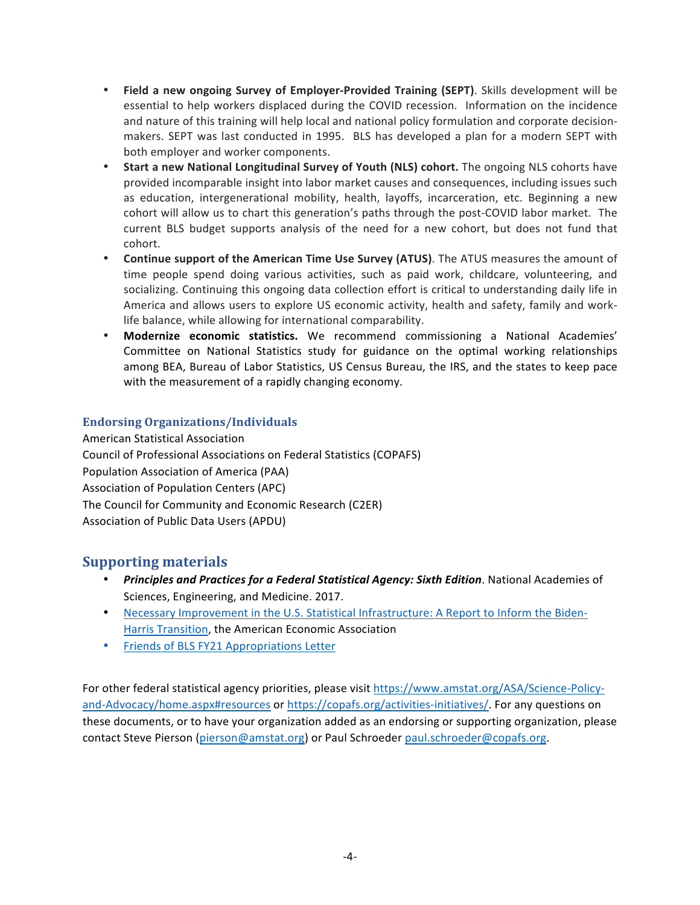- **Field a new ongoing Survey of Employer-Provided Training (SEPT)**. Skills development will be essential to help workers displaced during the COVID recession. Information on the incidence and nature of this training will help local and national policy formulation and corporate decision-makers. SEPT was last conducted in 1995. BLS has developed a plan for a modern SEPT with both employer and worker components.
- **Start a new National Longitudinal Survey of Youth (NLS) cohort.** The ongoing NLS cohorts have provided incomparable insight into labor market causes and consequences, including issues such as education, intergenerational mobility, health, layoffs, incarceration, etc. Beginning a new cohort will allow us to chart this generation's paths through the post-COVID labor market. The current BLS budget supports analysis of the need for a new cohort, but does not fund that cohort.
- **Continue support of the American Time Use Survey (ATUS)**. The ATUS measures the amount of time people spend doing various activities, such as paid work, childcare, volunteering, and socializing. Continuing this ongoing data collection effort is critical to understanding daily life in America and allows users to explore US economic activity, health and safety, family and work-life balance, while allowing for international comparability.
- **Modernize economic statistics.** We recommend commissioning a National Academies' Committee on National Statistics study for guidance on the optimal working relationships among BEA, Bureau of Labor Statistics, US Census Bureau, the IRS, and the states to keep pace with the measurement of a rapidly changing economy.

### Endorsing Organizations/Individuals

American Statistical Association
Council of Professional Associations on Federal Statistics (COPAFS)
Population Association of America (PAA)
Association of Population Centers (APC)
The Council for Community and Economic Research (C2ER)
Association of Public Data Users (APDU)

## Supporting materials

- ***Principles and Practices for a Federal Statistical Agency: Sixth Edition***. National Academies of Sciences, Engineering, and Medicine. 2017.
- Necessary Improvement in the U.S. Statistical Infrastructure: A Report to Inform the Biden-Harris Transition, the American Economic Association
- Friends of BLS FY21 Appropriations Letter

For other federal statistical agency priorities, please visit https://www.amstat.org/ASA/Science-Policy-and-Advocacy/home.aspx#resources or https://copafs.org/activities-initiatives/. For any questions on these documents, or to have your organization added as an endorsing or supporting organization, please contact Steve Pierson (pierson@amstat.org) or Paul Schroeder paul.schroeder@copafs.org.